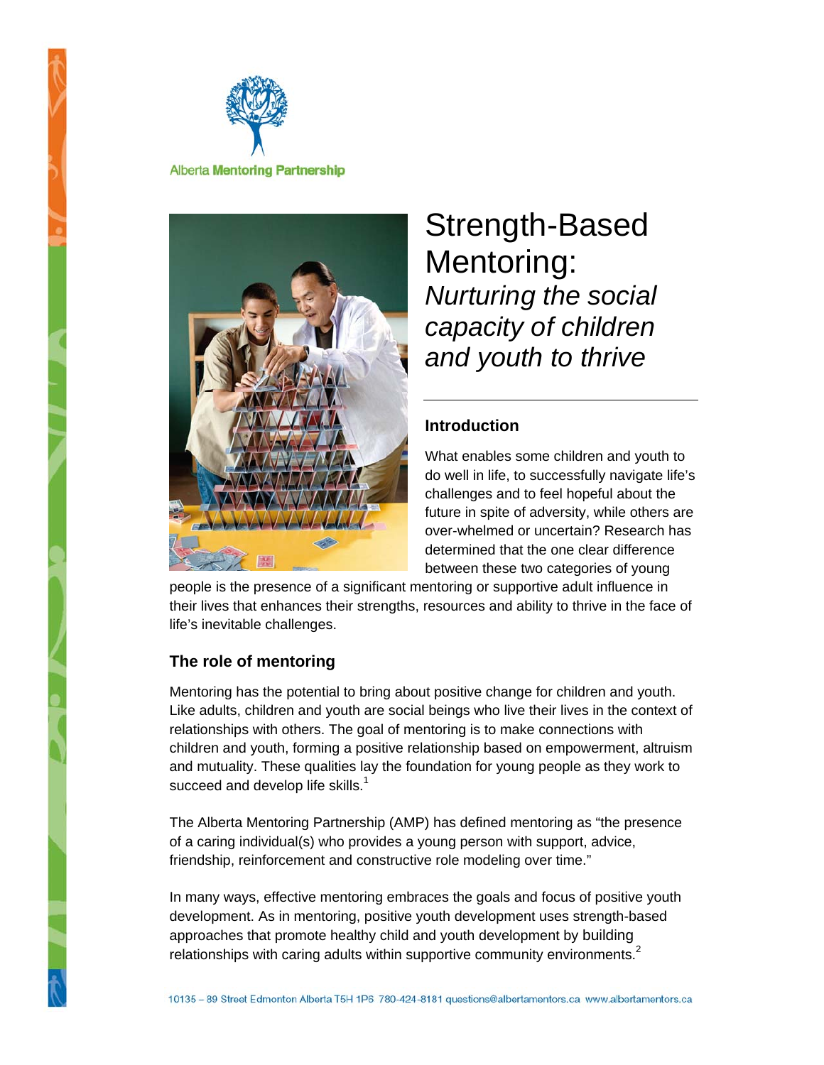Alberta Mentoring Partnership

# Strength-Based Mentoring: *Nurturing the social capacity of children and youth to thrive*

## Introduction

What enables some children and youth to do well in life, to successfully navigate life's challenges and to feel hopeful about the future in spite of adversity, while others are over-whelmed or uncertain? Research has determined that the one clear difference between these two categories of young people is the presence of a significant mentoring or supportive adult influence in their lives that enhances their strengths, resources and ability to thrive in the face of life's inevitable challenges.

## The role of mentoring

Mentoring has the potential to bring about positive change for children and youth. Like adults, children and youth are social beings who live their lives in the context of relationships with others. The goal of mentoring is to make connections with children and youth, forming a positive relationship based on empowerment, altruism and mutuality. These qualities lay the foundation for young people as they work to succeed and develop life skills.[1]

The Alberta Mentoring Partnership (AMP) has defined mentoring as "the presence of a caring individual(s) who provides a young person with support, advice, friendship, reinforcement and constructive role modeling over time."

In many ways, effective mentoring embraces the goals and focus of positive youth development. As in mentoring, positive youth development uses strength-based approaches that promote healthy child and youth development by building relationships with caring adults within supportive community environments.[2]

10135 – 89 Street Edmonton Alberta T5H 1P6 780-424-8181 questions@albertamentors.ca www.albertamentors.ca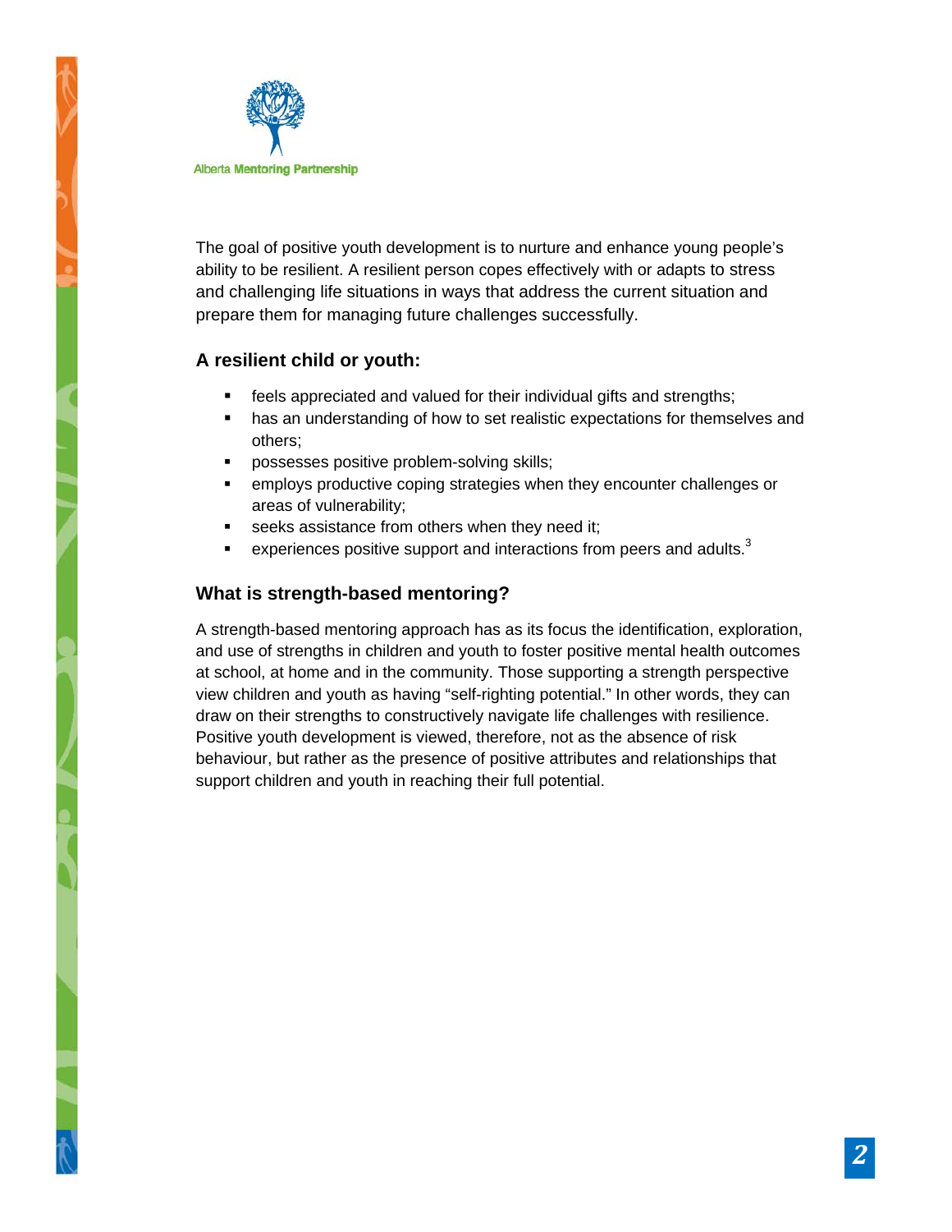Alberta Mentoring Partnership

The goal of positive youth development is to nurture and enhance young people's ability to be resilient. A resilient person copes effectively with or adapts to stress and challenging life situations in ways that address the current situation and prepare them for managing future challenges successfully.

### A resilient child or youth:

- feels appreciated and valued for their individual gifts and strengths;
- has an understanding of how to set realistic expectations for themselves and others;
- possesses positive problem-solving skills;
- employs productive coping strategies when they encounter challenges or areas of vulnerability;
- seeks assistance from others when they need it;
- experiences positive support and interactions from peers and adults.[3]

### What is strength-based mentoring?

A strength-based mentoring approach has as its focus the identification, exploration, and use of strengths in children and youth to foster positive mental health outcomes at school, at home and in the community. Those supporting a strength perspective view children and youth as having "self-righting potential." In other words, they can draw on their strengths to constructively navigate life challenges with resilience. Positive youth development is viewed, therefore, not as the absence of risk behaviour, but rather as the presence of positive attributes and relationships that support children and youth in reaching their full potential.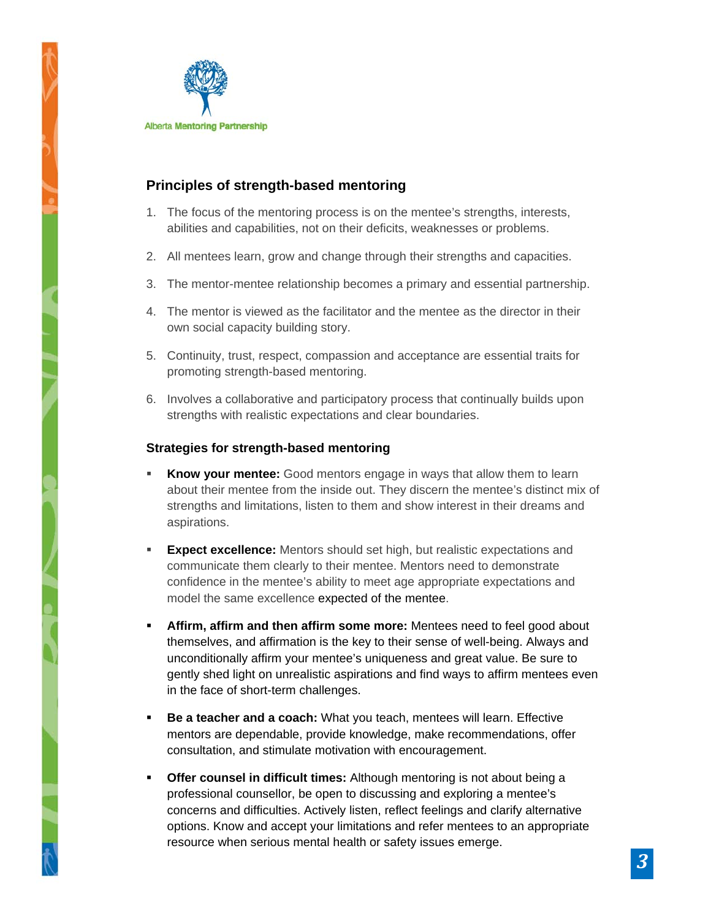Alberta Mentoring Partnership

## Principles of strength-based mentoring

1. The focus of the mentoring process is on the mentee's strengths, interests, abilities and capabilities, not on their deficits, weaknesses or problems.
2. All mentees learn, grow and change through their strengths and capacities.
3. The mentor-mentee relationship becomes a primary and essential partnership.
4. The mentor is viewed as the facilitator and the mentee as the director in their own social capacity building story.
5. Continuity, trust, respect, compassion and acceptance are essential traits for promoting strength-based mentoring.
6. Involves a collaborative and participatory process that continually builds upon strengths with realistic expectations and clear boundaries.

### Strategies for strength-based mentoring

- **Know your mentee:** Good mentors engage in ways that allow them to learn about their mentee from the inside out. They discern the mentee's distinct mix of strengths and limitations, listen to them and show interest in their dreams and aspirations.
- **Expect excellence:** Mentors should set high, but realistic expectations and communicate them clearly to their mentee. Mentors need to demonstrate confidence in the mentee's ability to meet age appropriate expectations and model the same excellence expected of the mentee.
- **Affirm, affirm and then affirm some more:** Mentees need to feel good about themselves, and affirmation is the key to their sense of well-being. Always and unconditionally affirm your mentee's uniqueness and great value. Be sure to gently shed light on unrealistic aspirations and find ways to affirm mentees even in the face of short-term challenges.
- **Be a teacher and a coach:** What you teach, mentees will learn. Effective mentors are dependable, provide knowledge, make recommendations, offer consultation, and stimulate motivation with encouragement.
- **Offer counsel in difficult times:** Although mentoring is not about being a professional counsellor, be open to discussing and exploring a mentee's concerns and difficulties. Actively listen, reflect feelings and clarify alternative options. Know and accept your limitations and refer mentees to an appropriate resource when serious mental health or safety issues emerge.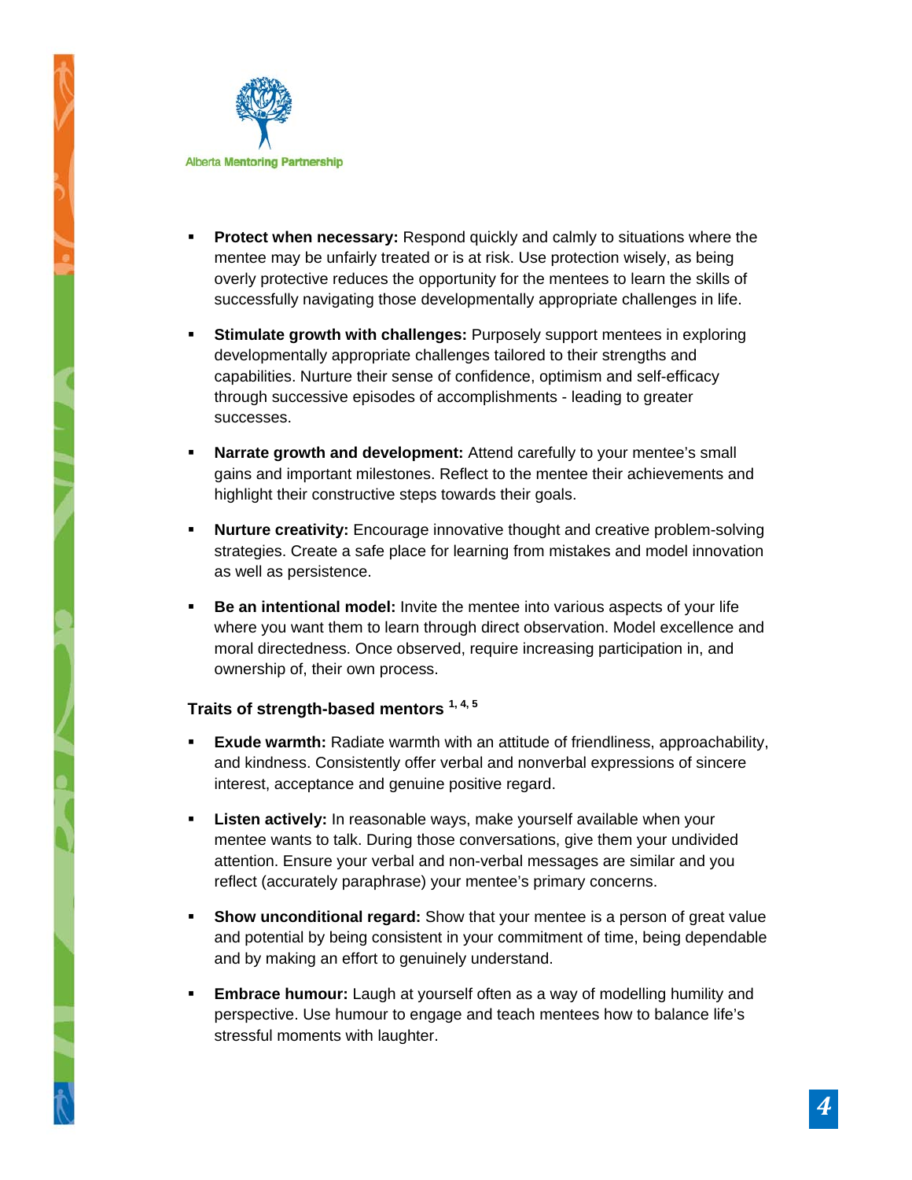- **Protect when necessary:** Respond quickly and calmly to situations where the mentee may be unfairly treated or is at risk. Use protection wisely, as being overly protective reduces the opportunity for the mentees to learn the skills of successfully navigating those developmentally appropriate challenges in life.

- **Stimulate growth with challenges:** Purposely support mentees in exploring developmentally appropriate challenges tailored to their strengths and capabilities. Nurture their sense of confidence, optimism and self-efficacy through successive episodes of accomplishments - leading to greater successes.

- **Narrate growth and development:** Attend carefully to your mentee's small gains and important milestones. Reflect to the mentee their achievements and highlight their constructive steps towards their goals.

- **Nurture creativity:** Encourage innovative thought and creative problem-solving strategies. Create a safe place for learning from mistakes and model innovation as well as persistence.

- **Be an intentional model:** Invite the mentee into various aspects of your life where you want them to learn through direct observation. Model excellence and moral directedness. Once observed, require increasing participation in, and ownership of, their own process.

### Traits of strength-based mentors [1, 4, 5]

- **Exude warmth:** Radiate warmth with an attitude of friendliness, approachability, and kindness. Consistently offer verbal and nonverbal expressions of sincere interest, acceptance and genuine positive regard.

- **Listen actively:** In reasonable ways, make yourself available when your mentee wants to talk. During those conversations, give them your undivided attention. Ensure your verbal and non-verbal messages are similar and you reflect (accurately paraphrase) your mentee's primary concerns.

- **Show unconditional regard:** Show that your mentee is a person of great value and potential by being consistent in your commitment of time, being dependable and by making an effort to genuinely understand.

- **Embrace humour:** Laugh at yourself often as a way of modelling humility and perspective. Use humour to engage and teach mentees how to balance life's stressful moments with laughter.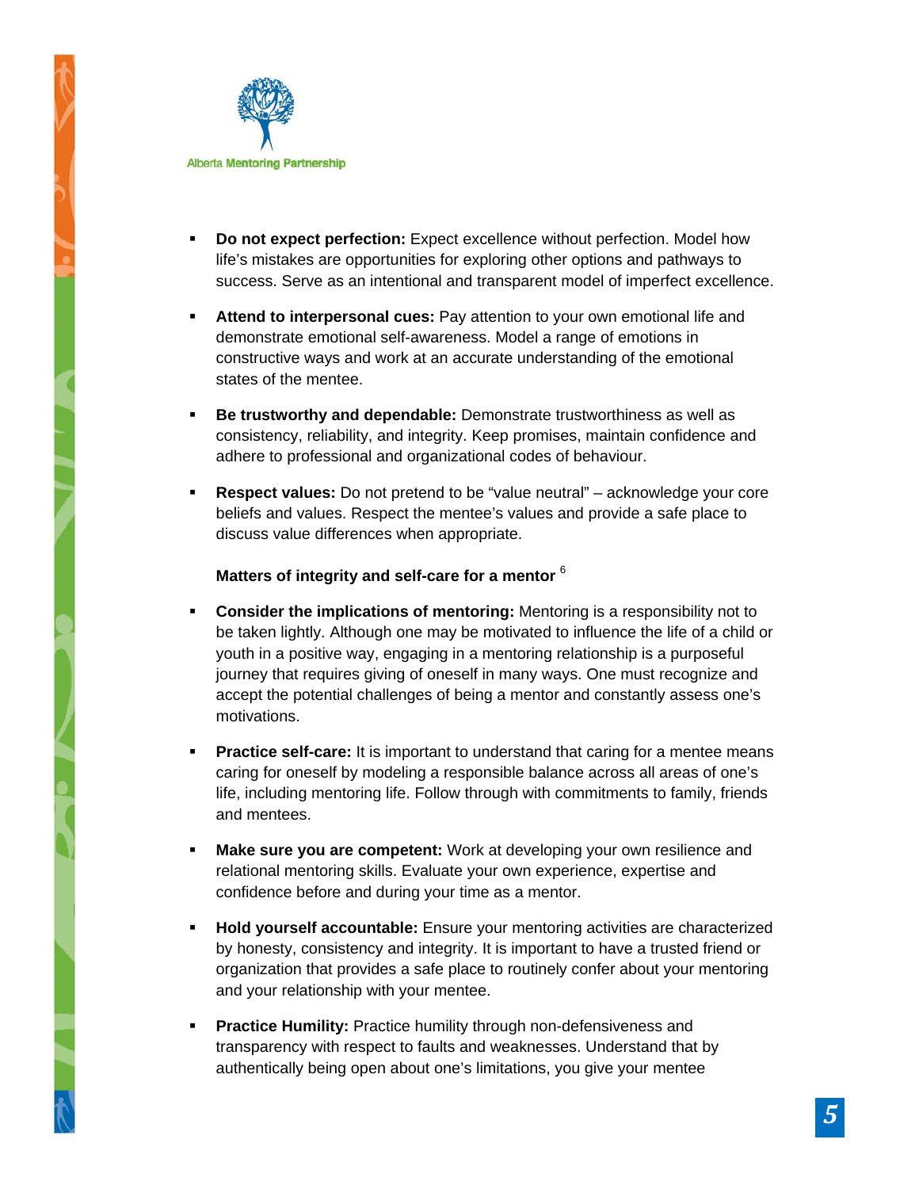- **Do not expect perfection:** Expect excellence without perfection. Model how life's mistakes are opportunities for exploring other options and pathways to success. Serve as an intentional and transparent model of imperfect excellence.

- **Attend to interpersonal cues:** Pay attention to your own emotional life and demonstrate emotional self-awareness. Model a range of emotions in constructive ways and work at an accurate understanding of the emotional states of the mentee.

- **Be trustworthy and dependable:** Demonstrate trustworthiness as well as consistency, reliability, and integrity. Keep promises, maintain confidence and adhere to professional and organizational codes of behaviour.

- **Respect values:** Do not pretend to be "value neutral" – acknowledge your core beliefs and values. Respect the mentee's values and provide a safe place to discuss value differences when appropriate.

**Matters of integrity and self-care for a mentor** [6]

- **Consider the implications of mentoring:** Mentoring is a responsibility not to be taken lightly. Although one may be motivated to influence the life of a child or youth in a positive way, engaging in a mentoring relationship is a purposeful journey that requires giving of oneself in many ways. One must recognize and accept the potential challenges of being a mentor and constantly assess one's motivations.

- **Practice self-care:** It is important to understand that caring for a mentee means caring for oneself by modeling a responsible balance across all areas of one's life, including mentoring life. Follow through with commitments to family, friends and mentees.

- **Make sure you are competent:** Work at developing your own resilience and relational mentoring skills. Evaluate your own experience, expertise and confidence before and during your time as a mentor.

- **Hold yourself accountable:** Ensure your mentoring activities are characterized by honesty, consistency and integrity. It is important to have a trusted friend or organization that provides a safe place to routinely confer about your mentoring and your relationship with your mentee.

- **Practice Humility:** Practice humility through non-defensiveness and transparency with respect to faults and weaknesses. Understand that by authentically being open about one's limitations, you give your mentee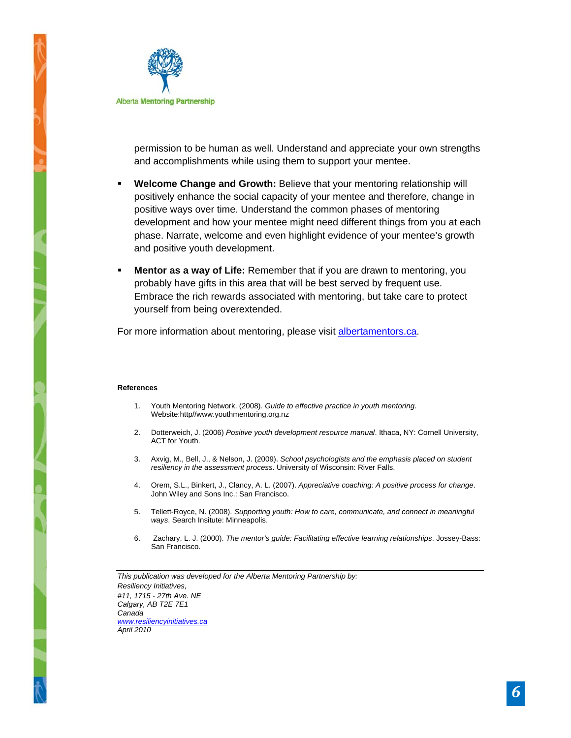permission to be human as well. Understand and appreciate your own strengths and accomplishments while using them to support your mentee.

- **Welcome Change and Growth:** Believe that your mentoring relationship will positively enhance the social capacity of your mentee and therefore, change in positive ways over time. Understand the common phases of mentoring development and how your mentee might need different things from you at each phase. Narrate, welcome and even highlight evidence of your mentee's growth and positive youth development.

- **Mentor as a way of Life:** Remember that if you are drawn to mentoring, you probably have gifts in this area that will be best served by frequent use. Embrace the rich rewards associated with mentoring, but take care to protect yourself from being overextended.

For more information about mentoring, please visit albertamentors.ca.

**References**

1. Youth Mentoring Network. (2008). *Guide to effective practice in youth mentoring*. Website:http//www.youthmentoring.org.nz

2. Dotterweich, J. (2006) *Positive youth development resource manual*. Ithaca, NY: Cornell University, ACT for Youth.

3. Axvig, M., Bell, J., & Nelson, J. (2009). *School psychologists and the emphasis placed on student resiliency in the assessment process*. University of Wisconsin: River Falls.

4. Orem, S.L., Binkert, J., Clancy, A. L. (2007). *Appreciative coaching: A positive process for change*. John Wiley and Sons Inc.: San Francisco.

5. Tellett-Royce, N. (2008). *Supporting youth: How to care, communicate, and connect in meaningful ways*. Search Insitute: Minneapolis.

6. Zachary, L. J. (2000). *The mentor's guide: Facilitating effective learning relationships*. Jossey-Bass: San Francisco.

---

*This publication was developed for the Alberta Mentoring Partnership by:*
*Resiliency Initiatives,*
*#11, 1715 - 27th Ave. NE*
*Calgary, AB T2E 7E1*
*Canada*
*www.resiliencyinitiatives.ca*
*April 2010*